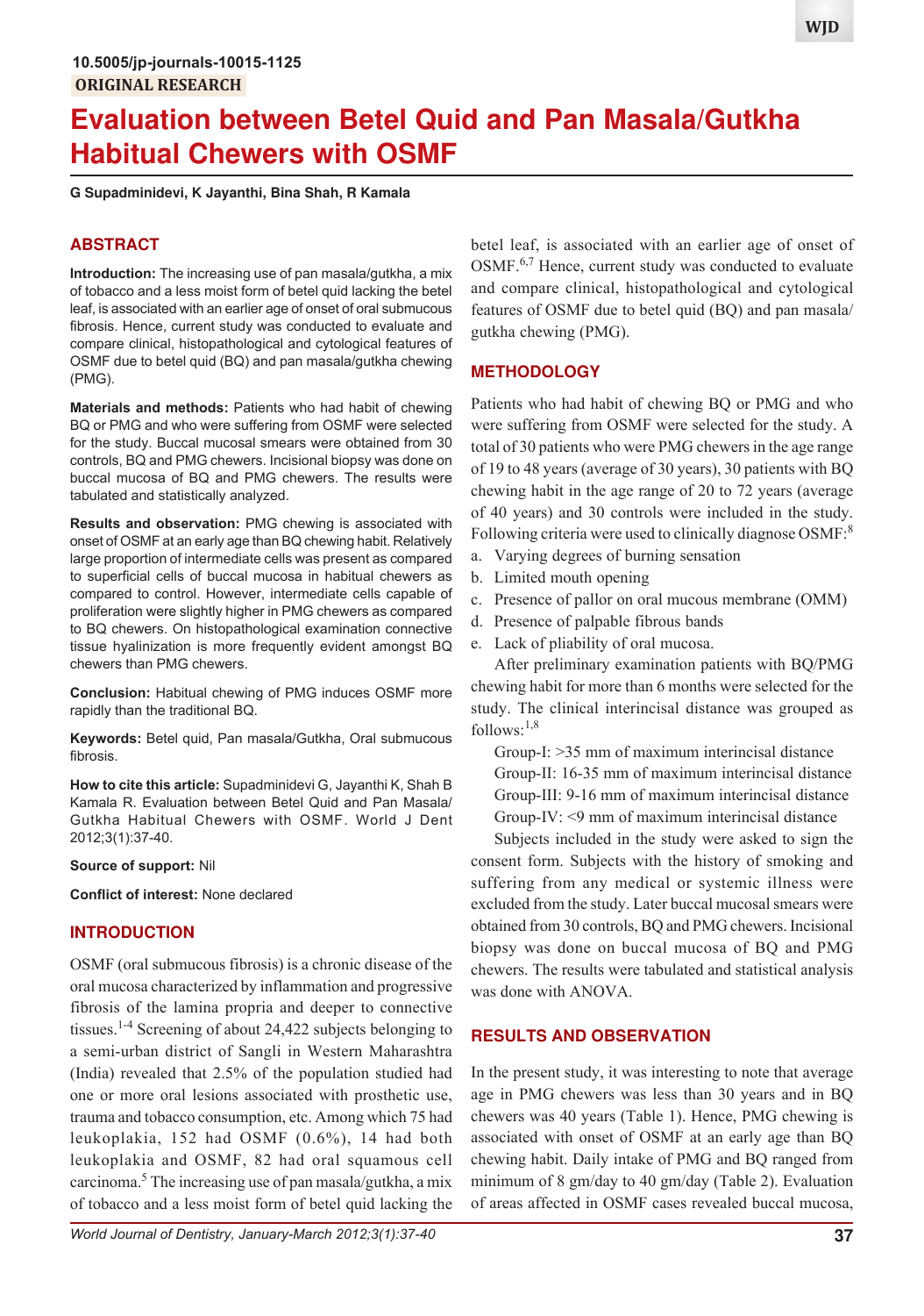10.5005/jp-journals-10015-1125

ORIGINAL RESEARCH

# Evaluation between Betel Quid and Pan Masala/Gutkha Habitual Chewers with OSMF

**G Supadminidevi, K Jayanthi, Bina Shah, R Kamala**

## ABSTRACT

**Introduction:** The increasing use of pan masala/gutkha, a mix of tobacco and a less moist form of betel quid lacking the betel leaf, is associated with an earlier age of onset of oral submucous fibrosis. Hence, current study was conducted to evaluate and compare clinical, histopathological and cytological features of OSMF due to betel quid (BQ) and pan masala/gutkha chewing (PMG).

**Materials and methods:** Patients who had habit of chewing BQ or PMG and who were suffering from OSMF were selected for the study. Buccal mucosal smears were obtained from 30 controls, BQ and PMG chewers. Incisional biopsy was done on buccal mucosa of BQ and PMG chewers. The results were tabulated and statistically analyzed.

**Results and observation:** PMG chewing is associated with onset of OSMF at an early age than BQ chewing habit. Relatively large proportion of intermediate cells was present as compared to superficial cells of buccal mucosa in habitual chewers as compared to control. However, intermediate cells capable of proliferation were slightly higher in PMG chewers as compared to BQ chewers. On histopathological examination connective tissue hyalinization is more frequently evident amongst BQ chewers than PMG chewers.

**Conclusion:** Habitual chewing of PMG induces OSMF more rapidly than the traditional BQ.

**Keywords:** Betel quid, Pan masala/Gutkha, Oral submucous fibrosis.

**How to cite this article:** Supadminidevi G, Jayanthi K, Shah B Kamala R. Evaluation between Betel Quid and Pan Masala/Gutkha Habitual Chewers with OSMF. World J Dent 2012;3(1):37-40.

**Source of support:** Nil

**Conflict of interest:** None declared

## INTRODUCTION

OSMF (oral submucous fibrosis) is a chronic disease of the oral mucosa characterized by inflammation and progressive fibrosis of the lamina propria and deeper to connective tissues.[1-4] Screening of about 24,422 subjects belonging to a semi-urban district of Sangli in Western Maharashtra (India) revealed that 2.5% of the population studied had one or more oral lesions associated with prosthetic use, trauma and tobacco consumption, etc. Among which 75 had leukoplakia, 152 had OSMF (0.6%), 14 had both leukoplakia and OSMF, 82 had oral squamous cell carcinoma.[5] The increasing use of pan masala/gutkha, a mix of tobacco and a less moist form of betel quid lacking the betel leaf, is associated with an earlier age of onset of OSMF.[6,7] Hence, current study was conducted to evaluate and compare clinical, histopathological and cytological features of OSMF due to betel quid (BQ) and pan masala/gutkha chewing (PMG).

## METHODOLOGY

Patients who had habit of chewing BQ or PMG and who were suffering from OSMF were selected for the study. A total of 30 patients who were PMG chewers in the age range of 19 to 48 years (average of 30 years), 30 patients with BQ chewing habit in the age range of 20 to 72 years (average of 40 years) and 30 controls were included in the study. Following criteria were used to clinically diagnose OSMF:[8]

a. Varying degrees of burning sensation
b. Limited mouth opening
c. Presence of pallor on oral mucous membrane (OMM)
d. Presence of palpable fibrous bands
e. Lack of pliability of oral mucosa.

After preliminary examination patients with BQ/PMG chewing habit for more than 6 months were selected for the study. The clinical interincisal distance was grouped as follows:[1,8]

Group-I: >35 mm of maximum interincisal distance
Group-II: 16-35 mm of maximum interincisal distance
Group-III: 9-16 mm of maximum interincisal distance
Group-IV: <9 mm of maximum interincisal distance

Subjects included in the study were asked to sign the consent form. Subjects with the history of smoking and suffering from any medical or systemic illness were excluded from the study. Later buccal mucosal smears were obtained from 30 controls, BQ and PMG chewers. Incisional biopsy was done on buccal mucosa of BQ and PMG chewers. The results were tabulated and statistical analysis was done with ANOVA.

## RESULTS AND OBSERVATION

In the present study, it was interesting to note that average age in PMG chewers was less than 30 years and in BQ chewers was 40 years (Table 1). Hence, PMG chewing is associated with onset of OSMF at an early age than BQ chewing habit. Daily intake of PMG and BQ ranged from minimum of 8 gm/day to 40 gm/day (Table 2). Evaluation of areas affected in OSMF cases revealed buccal mucosa,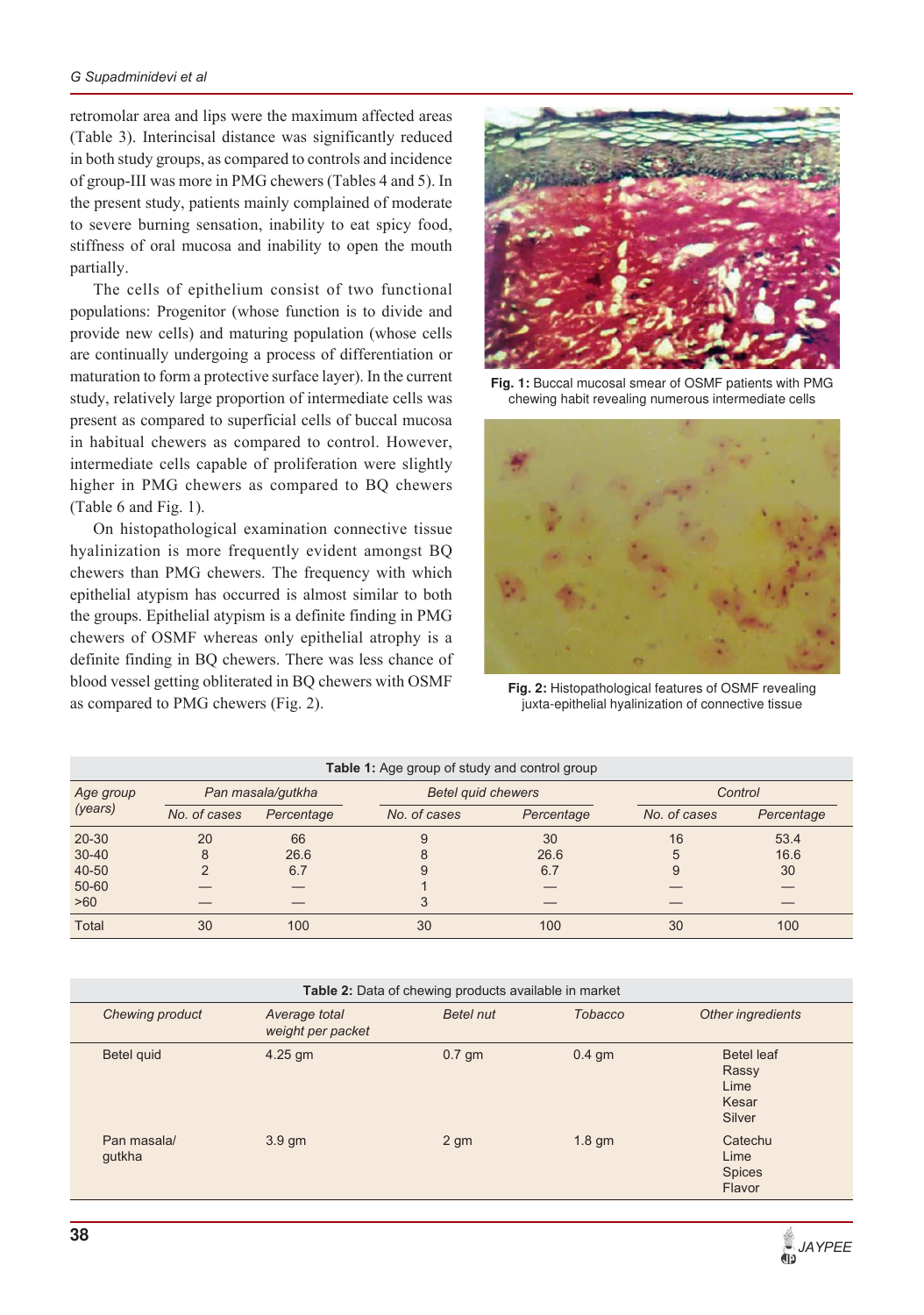retromolar area and lips were the maximum affected areas (Table 3). Interincisal distance was significantly reduced in both study groups, as compared to controls and incidence of group-III was more in PMG chewers (Tables 4 and 5). In the present study, patients mainly complained of moderate to severe burning sensation, inability to eat spicy food, stiffness of oral mucosa and inability to open the mouth partially.

The cells of epithelium consist of two functional populations: Progenitor (whose function is to divide and provide new cells) and maturing population (whose cells are continually undergoing a process of differentiation or maturation to form a protective surface layer). In the current study, relatively large proportion of intermediate cells was present as compared to superficial cells of buccal mucosa in habitual chewers as compared to control. However, intermediate cells capable of proliferation were slightly higher in PMG chewers as compared to BQ chewers (Table 6 and Fig. 1).

On histopathological examination connective tissue hyalinization is more frequently evident amongst BQ chewers than PMG chewers. The frequency with which epithelial atypism has occurred is almost similar to both the groups. Epithelial atypism is a definite finding in PMG chewers of OSMF whereas only epithelial atrophy is a definite finding in BQ chewers. There was less chance of blood vessel getting obliterated in BQ chewers with OSMF as compared to PMG chewers (Fig. 2).

**Fig. 1:** Buccal mucosal smear of OSMF patients with PMG chewing habit revealing numerous intermediate cells

**Fig. 2:** Histopathological features of OSMF revealing juxta-epithelial hyalinization of connective tissue

**Table 1:** Age group of study and control group

| *Age group (years)* | *Pan masala/gutkha* | | *Betel quid chewers* | | *Control* | |
|---|---|---|---|---|---|---|
| | *No. of cases* | *Percentage* | *No. of cases* | *Percentage* | *No. of cases* | *Percentage* |
| 20-30 | 20 | 66 | 9 | 30 | 16 | 53.4 |
| 30-40 | 8 | 26.6 | 8 | 26.6 | 5 | 16.6 |
| 40-50 | 2 | 6.7 | 9 | 6.7 | 9 | 30 |
| 50-60 | — | — | 1 | — | — | — |
| >60 | — | — | 3 | — | — | — |
| Total | 30 | 100 | 30 | 100 | 30 | 100 |

**Table 2:** Data of chewing products available in market

| *Chewing product* | *Average total weight per packet* | *Betel nut* | *Tobacco* | *Other ingredients* |
|---|---|---|---|---|
| Betel quid | 4.25 gm | 0.7 gm | 0.4 gm | Betel leaf<br>Rassy<br>Lime<br>Kesar<br>Silver |
| Pan masala/ gutkha | 3.9 gm | 2 gm | 1.8 gm | Catechu<br>Lime<br>Spices<br>Flavor |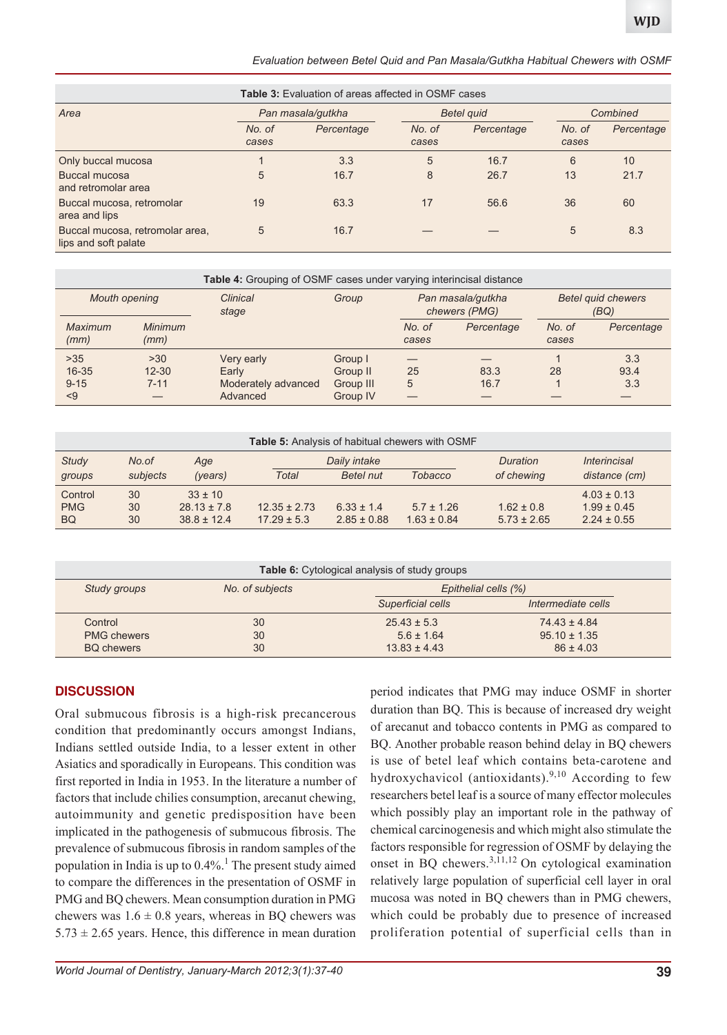**Table 3:** Evaluation of areas affected in OSMF cases

| Area | Pan masala/gutkha | | Betel quid | | Combined | |
|---|---|---|---|---|---|---|
| | No. of cases | Percentage | No. of cases | Percentage | No. of cases | Percentage |
| Only buccal mucosa | 1 | 3.3 | 5 | 16.7 | 6 | 10 |
| Buccal mucosa and retromolar area | 5 | 16.7 | 8 | 26.7 | 13 | 21.7 |
| Buccal mucosa, retromolar area and lips | 19 | 63.3 | 17 | 56.6 | 36 | 60 |
| Buccal mucosa, retromolar area, lips and soft palate | 5 | 16.7 | — | — | 5 | 8.3 |

**Table 4:** Grouping of OSMF cases under varying interincisal distance

| Mouth opening | | Clinical stage | Group | Pan masala/gutkha chewers (PMG) | | Betel quid chewers (BQ) | |
|---|---|---|---|---|---|---|---|
| Maximum (mm) | Minimum (mm) | | | No. of cases | Percentage | No. of cases | Percentage |
| >35 | >30 | Very early | Group I | — | — | 1 | 3.3 |
| 16-35 | 12-30 | Early | Group II | 25 | 83.3 | 28 | 93.4 |
| 9-15 | 7-11 | Moderately advanced | Group III | 5 | 16.7 | 1 | 3.3 |
| <9 | — | Advanced | Group IV | — | — | — | — |

**Table 5:** Analysis of habitual chewers with OSMF

| Study groups | No.of subjects | Age (years) | Daily intake | | | Duration of chewing | Interincisal distance (cm) |
|---|---|---|---|---|---|---|---|
| | | | Total | Betel nut | Tobacco | | |
| Control | 30 | 33 ± 10 | | | | | 4.03 ± 0.13 |
| PMG | 30 | 28.13 ± 7.8 | 12.35 ± 2.73 | 6.33 ± 1.4 | 5.7 ± 1.26 | 1.62 ± 0.8 | 1.99 ± 0.45 |
| BQ | 30 | 38.8 ± 12.4 | 17.29 ± 5.3 | 2.85 ± 0.88 | 1.63 ± 0.84 | 5.73 ± 2.65 | 2.24 ± 0.55 |

**Table 6:** Cytological analysis of study groups

| Study groups | No. of subjects | Epithelial cells (%) | |
|---|---|---|---|
| | | Superficial cells | Intermediate cells |
| Control | 30 | 25.43 ± 5.3 | 74.43 ± 4.84 |
| PMG chewers | 30 | 5.6 ± 1.64 | 95.10 ± 1.35 |
| BQ chewers | 30 | 13.83 ± 4.43 | 86 ± 4.03 |

## DISCUSSION

Oral submucous fibrosis is a high-risk precancerous condition that predominantly occurs amongst Indians, Indians settled outside India, to a lesser extent in other Asiatics and sporadically in Europeans. This condition was first reported in India in 1953. In the literature a number of factors that include chilies consumption, arecanut chewing, autoimmunity and genetic predisposition have been implicated in the pathogenesis of submucous fibrosis. The prevalence of submucous fibrosis in random samples of the population in India is up to 0.4%.[1] The present study aimed to compare the differences in the presentation of OSMF in PMG and BQ chewers. Mean consumption duration in PMG chewers was 1.6 ± 0.8 years, whereas in BQ chewers was 5.73 ± 2.65 years. Hence, this difference in mean duration period indicates that PMG may induce OSMF in shorter duration than BQ. This is because of increased dry weight of arecanut and tobacco contents in PMG as compared to BQ. Another probable reason behind delay in BQ chewers is use of betel leaf which contains beta-carotene and hydroxychavicol (antioxidants).[9,10] According to few researchers betel leaf is a source of many effector molecules which possibly play an important role in the pathway of chemical carcinogenesis and which might also stimulate the factors responsible for regression of OSMF by delaying the onset in BQ chewers.[3,11,12] On cytological examination relatively large population of superficial cell layer in oral mucosa was noted in BQ chewers than in PMG chewers, which could be probably due to presence of increased proliferation potential of superficial cells than in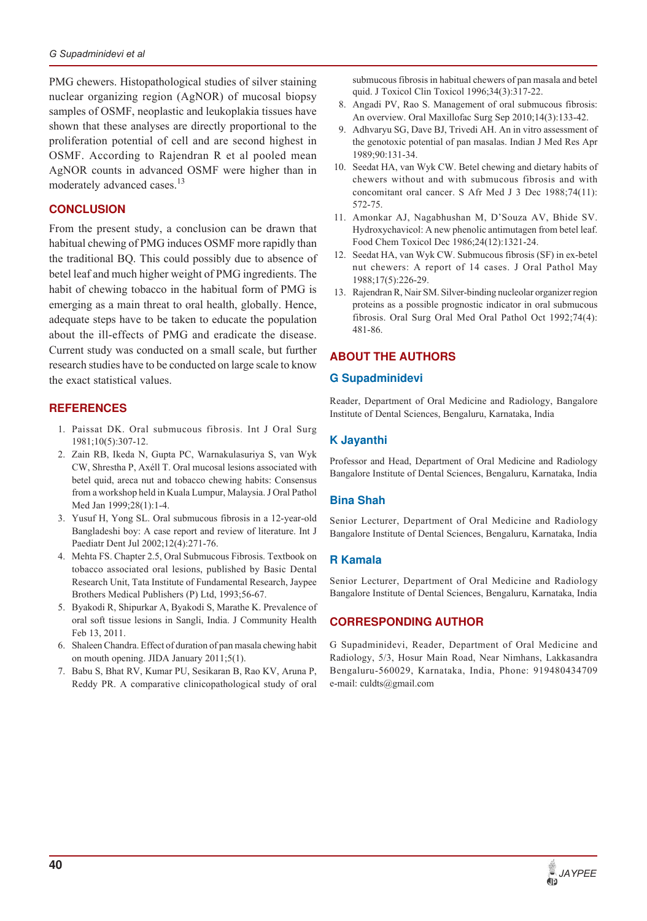PMG chewers. Histopathological studies of silver staining nuclear organizing region (AgNOR) of mucosal biopsy samples of OSMF, neoplastic and leukoplakia tissues have shown that these analyses are directly proportional to the proliferation potential of cell and are second highest in OSMF. According to Rajendran R et al pooled mean AgNOR counts in advanced OSMF were higher than in moderately advanced cases.[13]

## CONCLUSION

From the present study, a conclusion can be drawn that habitual chewing of PMG induces OSMF more rapidly than the traditional BQ. This could possibly due to absence of betel leaf and much higher weight of PMG ingredients. The habit of chewing tobacco in the habitual form of PMG is emerging as a main threat to oral health, globally. Hence, adequate steps have to be taken to educate the population about the ill-effects of PMG and eradicate the disease. Current study was conducted on a small scale, but further research studies have to be conducted on large scale to know the exact statistical values.

## REFERENCES

1. Paissat DK. Oral submucous fibrosis. Int J Oral Surg 1981;10(5):307-12.
2. Zain RB, Ikeda N, Gupta PC, Warnakulasuriya S, van Wyk CW, Shrestha P, Axéll T. Oral mucosal lesions associated with betel quid, areca nut and tobacco chewing habits: Consensus from a workshop held in Kuala Lumpur, Malaysia. J Oral Pathol Med Jan 1999;28(1):1-4.
3. Yusuf H, Yong SL. Oral submucous fibrosis in a 12-year-old Bangladeshi boy: A case report and review of literature. Int J Paediatr Dent Jul 2002;12(4):271-76.
4. Mehta FS. Chapter 2.5, Oral Submucous Fibrosis. Textbook on tobacco associated oral lesions, published by Basic Dental Research Unit, Tata Institute of Fundamental Research, Jaypee Brothers Medical Publishers (P) Ltd, 1993;56-67.
5. Byakodi R, Shipurkar A, Byakodi S, Marathe K. Prevalence of oral soft tissue lesions in Sangli, India. J Community Health Feb 13, 2011.
6. Shaleen Chandra. Effect of duration of pan masala chewing habit on mouth opening. JIDA January 2011;5(1).
7. Babu S, Bhat RV, Kumar PU, Sesikaran B, Rao KV, Aruna P, Reddy PR. A comparative clinicopathological study of oral submucous fibrosis in habitual chewers of pan masala and betel quid. J Toxicol Clin Toxicol 1996;34(3):317-22.
8. Angadi PV, Rao S. Management of oral submucous fibrosis: An overview. Oral Maxillofac Surg Sep 2010;14(3):133-42.
9. Adhvaryu SG, Dave BJ, Trivedi AH. An in vitro assessment of the genotoxic potential of pan masalas. Indian J Med Res Apr 1989;90:131-34.
10. Seedat HA, van Wyk CW. Betel chewing and dietary habits of chewers without and with submucous fibrosis and with concomitant oral cancer. S Afr Med J 3 Dec 1988;74(11): 572-75.
11. Amonkar AJ, Nagabhushan M, D'Souza AV, Bhide SV. Hydroxychavicol: A new phenolic antimutagen from betel leaf. Food Chem Toxicol Dec 1986;24(12):1321-24.
12. Seedat HA, van Wyk CW. Submucous fibrosis (SF) in ex-betel nut chewers: A report of 14 cases. J Oral Pathol May 1988;17(5):226-29.
13. Rajendran R, Nair SM. Silver-binding nucleolar organizer region proteins as a possible prognostic indicator in oral submucous fibrosis. Oral Surg Oral Med Oral Pathol Oct 1992;74(4): 481-86.

## ABOUT THE AUTHORS

### G Supadminidevi

Reader, Department of Oral Medicine and Radiology, Bangalore Institute of Dental Sciences, Bengaluru, Karnataka, India

### K Jayanthi

Professor and Head, Department of Oral Medicine and Radiology Bangalore Institute of Dental Sciences, Bengaluru, Karnataka, India

### Bina Shah

Senior Lecturer, Department of Oral Medicine and Radiology Bangalore Institute of Dental Sciences, Bengaluru, Karnataka, India

### R Kamala

Senior Lecturer, Department of Oral Medicine and Radiology Bangalore Institute of Dental Sciences, Bengaluru, Karnataka, India

## CORRESPONDING AUTHOR

G Supadminidevi, Reader, Department of Oral Medicine and Radiology, 5/3, Hosur Main Road, Near Nimhans, Lakkasandra Bengaluru-560029, Karnataka, India, Phone: 919480434709 e-mail: culdts@gmail.com